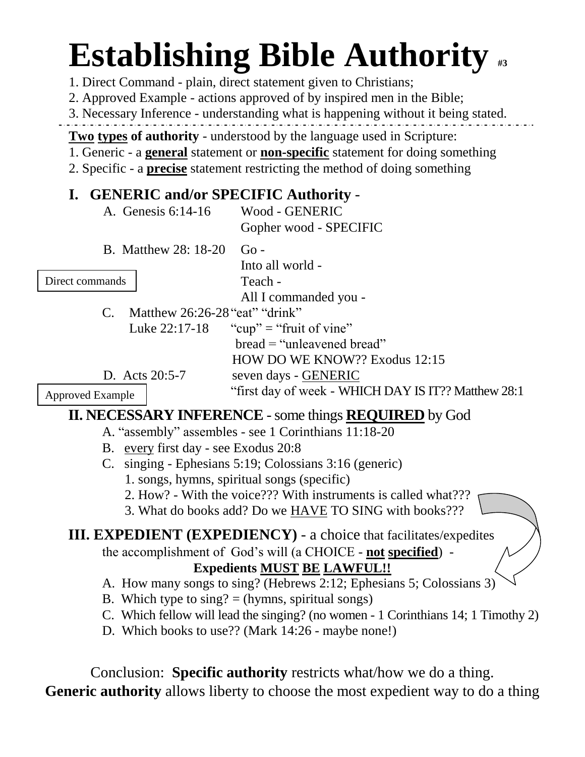# Establishing Bible Authority #3

1. Direct Command - plain, direct statement given to Christians;
2. Approved Example - actions approved of by inspired men in the Bible;
3. Necessary Inference - understanding what is happening without it being stated.

---

**Two types of authority** - understood by the language used in Scripture:

1. Generic - a **general** statement or **non-specific** statement for doing something
2. Specific - a **precise** statement restricting the method of doing something

## I. GENERIC and/or SPECIFIC Authority -

A. Genesis 6:14-16 — Wood - GENERIC
Gopher wood - SPECIFIC

B. Matthew 28: 18-20 — Go -
Into all world -
Teach -
All I commanded you -

Direct commands

C. Matthew 26:26-28 "eat" "drink"
Luke 22:17-18 "cup" = "fruit of vine"
bread = "unleavened bread"
HOW DO WE KNOW?? Exodus 12:15

D. Acts 20:5-7 — seven days - GENERIC
"first day of week - WHICH DAY IS IT?? Matthew 28:1

Approved Example

## II. NECESSARY INFERENCE - some things REQUIRED by God

A. "assembly" assembles - see 1 Corinthians 11:18-20

B. every first day - see Exodus 20:8

C. singing - Ephesians 5:19; Colossians 3:16 (generic)
   1. songs, hymns, spiritual songs (specific)
   2. How? - With the voice??? With instruments is called what???
   3. What do books add? Do we HAVE TO SING with books???

## III. EXPEDIENT (EXPEDIENCY) - a choice that facilitates/expedites the accomplishment of God's will (a CHOICE - **not specified**) -

**Expedients MUST BE LAWFUL!!**

A. How many songs to sing? (Hebrews 2:12; Ephesians 5; Colossians 3)

B. Which type to sing? = (hymns, spiritual songs)

C. Which fellow will lead the singing? (no women - 1 Corinthians 14; 1 Timothy 2)

D. Which books to use?? (Mark 14:26 - maybe none!)

Conclusion: **Specific authority** restricts what/how we do a thing.
**Generic authority** allows liberty to choose the most expedient way to do a thing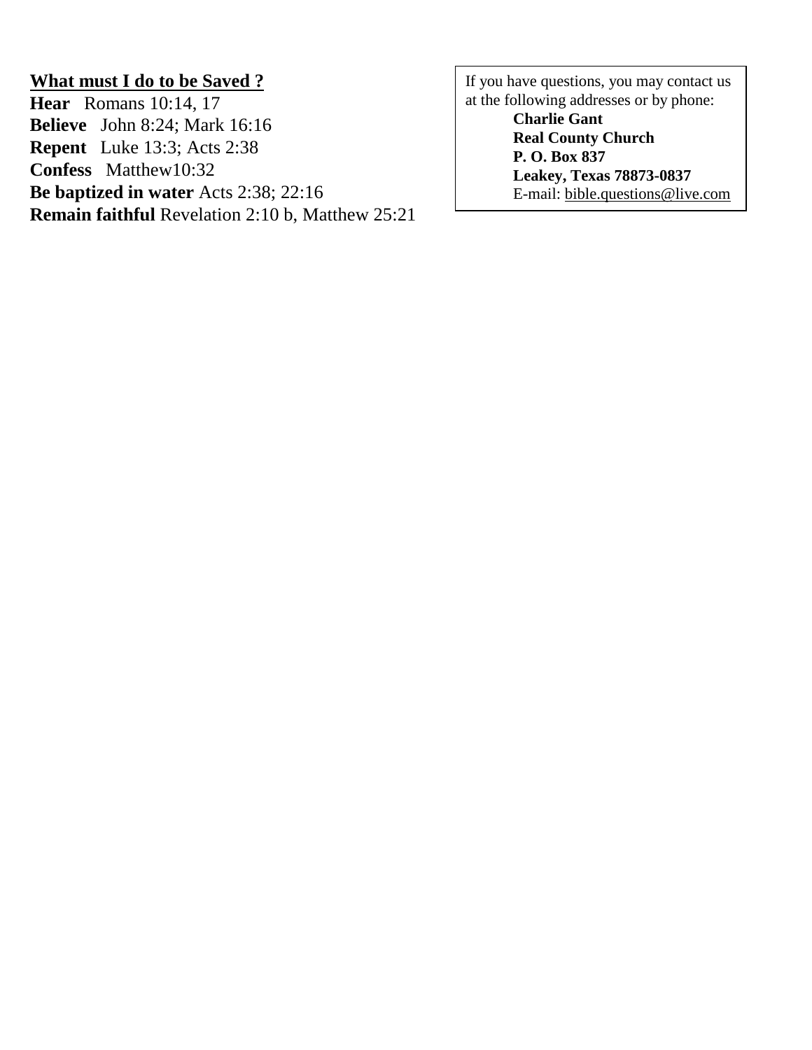**What must I do to be Saved ?**

**Hear** Romans 10:14, 17
**Believe** John 8:24; Mark 16:16
**Repent** Luke 13:3; Acts 2:38
**Confess** Matthew10:32
**Be baptized in water** Acts 2:38; 22:16
**Remain faithful** Revelation 2:10 b, Matthew 25:21

If you have questions, you may contact us at the following addresses or by phone:

**Charlie Gant**
**Real County Church**
**P. O. Box 837**
**Leakey, Texas 78873-0837**
E-mail: bible.questions@live.com